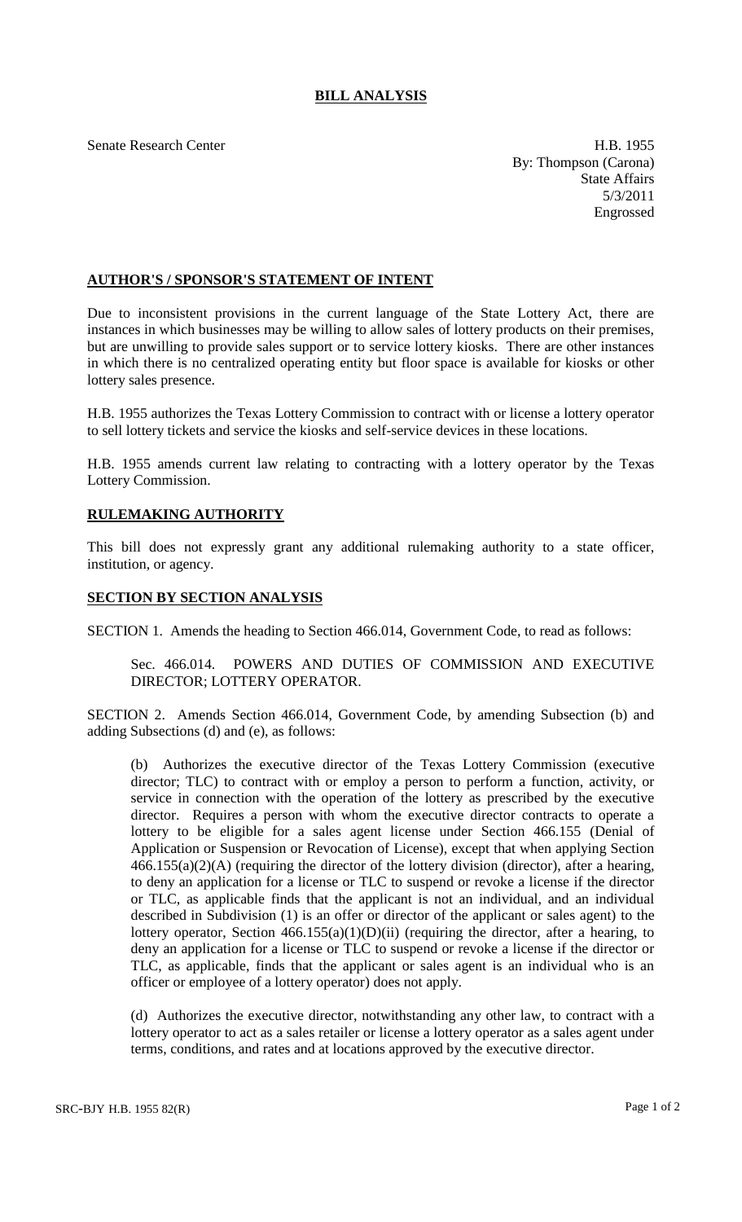# BILL ANALYSIS

Senate Research Center

H.B. 1955
By: Thompson (Carona)
State Affairs
5/3/2011
Engrossed

## AUTHOR'S / SPONSOR'S STATEMENT OF INTENT

Due to inconsistent provisions in the current language of the State Lottery Act, there are instances in which businesses may be willing to allow sales of lottery products on their premises, but are unwilling to provide sales support or to service lottery kiosks. There are other instances in which there is no centralized operating entity but floor space is available for kiosks or other lottery sales presence.

H.B. 1955 authorizes the Texas Lottery Commission to contract with or license a lottery operator to sell lottery tickets and service the kiosks and self-service devices in these locations.

H.B. 1955 amends current law relating to contracting with a lottery operator by the Texas Lottery Commission.

## RULEMAKING AUTHORITY

This bill does not expressly grant any additional rulemaking authority to a state officer, institution, or agency.

## SECTION BY SECTION ANALYSIS

SECTION 1. Amends the heading to Section 466.014, Government Code, to read as follows:

> Sec. 466.014. POWERS AND DUTIES OF COMMISSION AND EXECUTIVE DIRECTOR; LOTTERY OPERATOR.

SECTION 2. Amends Section 466.014, Government Code, by amending Subsection (b) and adding Subsections (d) and (e), as follows:

> (b) Authorizes the executive director of the Texas Lottery Commission (executive director; TLC) to contract with or employ a person to perform a function, activity, or service in connection with the operation of the lottery as prescribed by the executive director. Requires a person with whom the executive director contracts to operate a lottery to be eligible for a sales agent license under Section 466.155 (Denial of Application or Suspension or Revocation of License), except that when applying Section 466.155(a)(2)(A) (requiring the director of the lottery division (director), after a hearing, to deny an application for a license or TLC to suspend or revoke a license if the director or TLC, as applicable finds that the applicant is not an individual, and an individual described in Subdivision (1) is an offer or director of the applicant or sales agent) to the lottery operator, Section 466.155(a)(1)(D)(ii) (requiring the director, after a hearing, to deny an application for a license or TLC to suspend or revoke a license if the director or TLC, as applicable, finds that the applicant or sales agent is an individual who is an officer or employee of a lottery operator) does not apply.
>
> (d) Authorizes the executive director, notwithstanding any other law, to contract with a lottery operator to act as a sales retailer or license a lottery operator as a sales agent under terms, conditions, and rates and at locations approved by the executive director.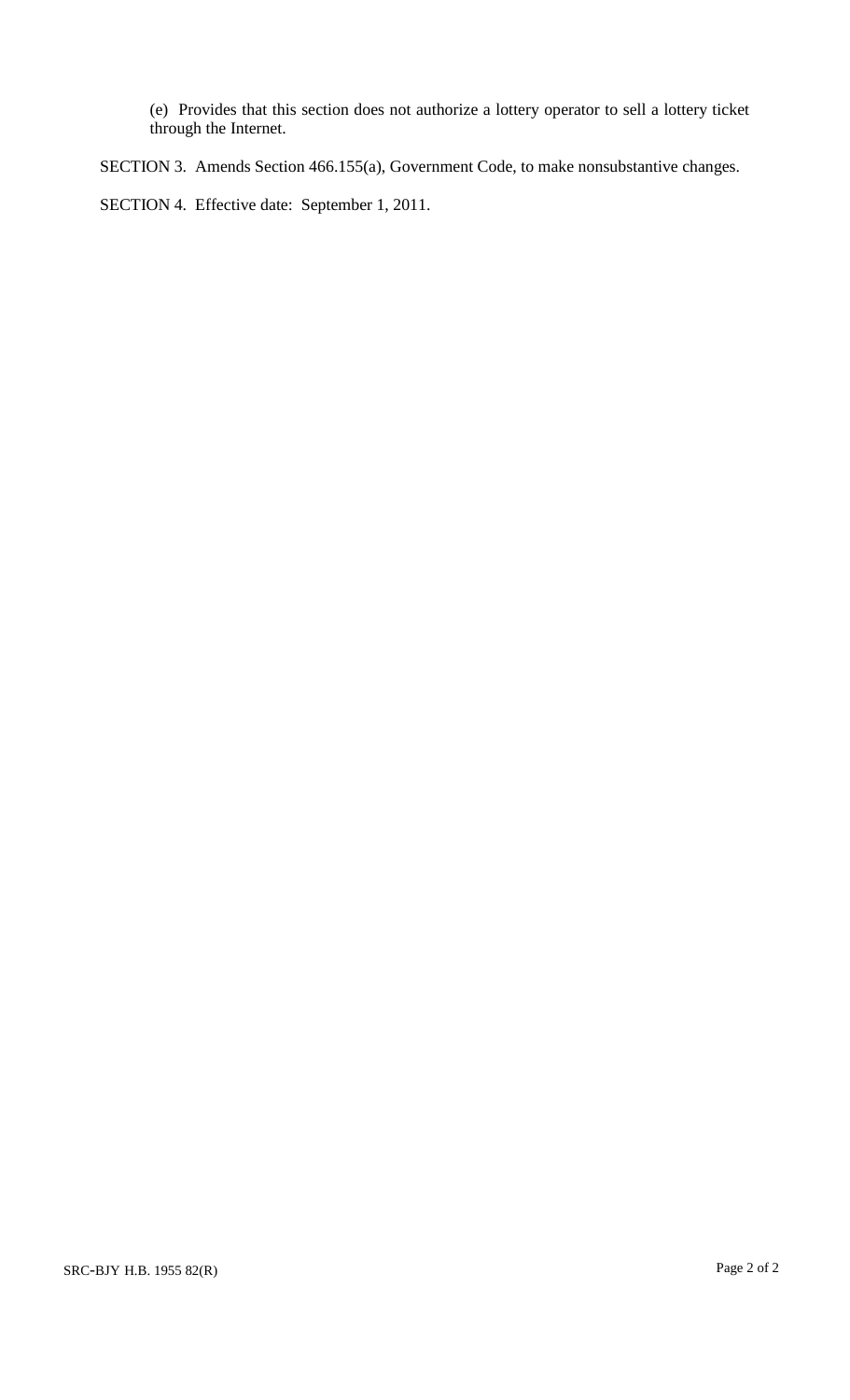(e) Provides that this section does not authorize a lottery operator to sell a lottery ticket through the Internet.

SECTION 3. Amends Section 466.155(a), Government Code, to make nonsubstantive changes.

SECTION 4. Effective date: September 1, 2011.